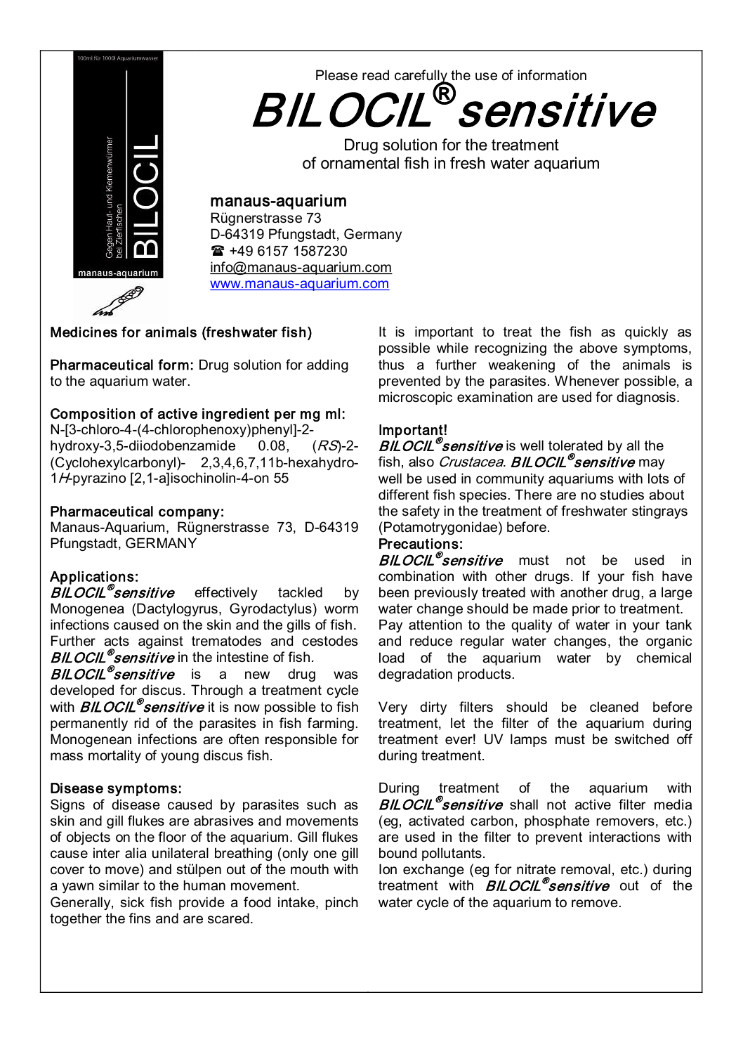Please read carefully the use of information

# BILOCIL® sensitive

Drug solution for the treatment
of ornamental fish in fresh water aquarium

**manaus-aquarium**
Rügnerstrasse 73
D-64319 Pfungstadt, Germany
☎ +49 6157 1587230
info@manaus-aquarium.com
www.manaus-aquarium.com

Medicines for animals (freshwater fish)

**Pharmaceutical form:** Drug solution for adding to the aquarium water.

**Composition of active ingredient per mg ml:**
N-[3-chloro-4-(4-chlorophenoxy)phenyl]-2-hydroxy-3,5-diiodobenzamide 0.08, (*RS*)-2-(Cyclohexylcarbonyl)- 2,3,4,6,7,11b-hexahydro-1*H*-pyrazino [2,1-a]isochinolin-4-on 55

**Pharmaceutical company:**
Manaus-Aquarium, Rügnerstrasse 73, D-64319 Pfungstadt, GERMANY

**Applications:**
***BILOCIL®sensitive*** effectively tackled by Monogenea (Dactylogyrus, Gyrodactylus) worm infections caused on the skin and the gills of fish. Further acts against trematodes and cestodes ***BILOCIL®sensitive*** in the intestine of fish.
***BILOCIL®sensitive*** is a new drug was developed for discus. Through a treatment cycle with ***BILOCIL®sensitive*** it is now possible to fish permanently rid of the parasites in fish farming. Monogenean infections are often responsible for mass mortality of young discus fish.

**Disease symptoms:**
Signs of disease caused by parasites such as skin and gill flukes are abrasives and movements of objects on the floor of the aquarium. Gill flukes cause inter alia unilateral breathing (only one gill cover to move) and stülpen out of the mouth with a yawn similar to the human movement.
Generally, sick fish provide a food intake, pinch together the fins and are scared.

It is important to treat the fish as quickly as possible while recognizing the above symptoms, thus a further weakening of the animals is prevented by the parasites. Whenever possible, a microscopic examination are used for diagnosis.

**Important!**
***BILOCIL®sensitive*** is well tolerated by all the fish, also *Crustacea*. ***BILOCIL®sensitive*** may well be used in community aquariums with lots of different fish species. There are no studies about the safety in the treatment of freshwater stingrays (Potamotrygonidae) before.

**Precautions:**
***BILOCIL®sensitive*** must not be used in combination with other drugs. If your fish have been previously treated with another drug, a large water change should be made prior to treatment.
Pay attention to the quality of water in your tank and reduce regular water changes, the organic load of the aquarium water by chemical degradation products.

Very dirty filters should be cleaned before treatment, let the filter of the aquarium during treatment ever! UV lamps must be switched off during treatment.

During treatment of the aquarium with ***BILOCIL®sensitive*** shall not active filter media (eg, activated carbon, phosphate removers, etc.) are used in the filter to prevent interactions with bound pollutants.
Ion exchange (eg for nitrate removal, etc.) during treatment with ***BILOCIL®sensitive*** out of the water cycle of the aquarium to remove.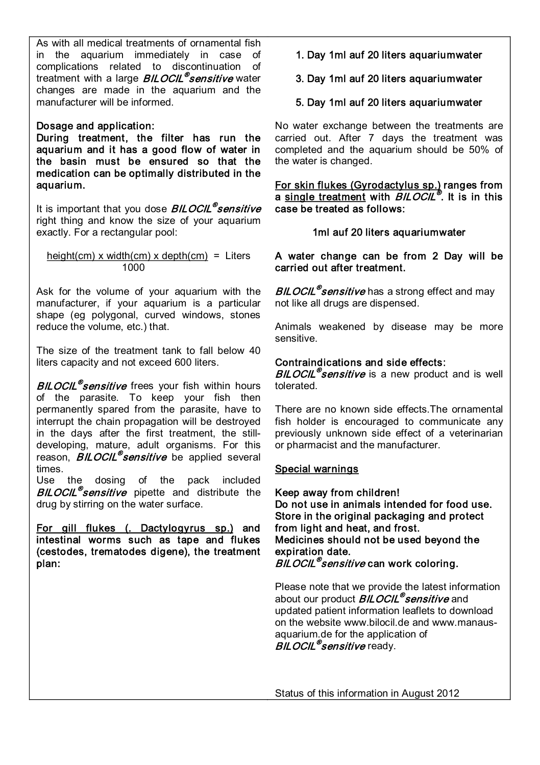As with all medical treatments of ornamental fish in the aquarium immediately in case of complications related to discontinuation of treatment with a large ***BILOCIL®sensitive*** water changes are made in the aquarium and the manufacturer will be informed.

**Dosage and application:**
**During treatment, the filter has run the aquarium and it has a good flow of water in the basin must be ensured so that the medication can be optimally distributed in the aquarium.**

It is important that you dose ***BILOCIL®sensitive*** right thing and know the size of your aquarium exactly. For a rectangular pool:

$$\frac{\text{height(cm) x width(cm) x depth(cm)}}{1000} = \text{Liters}$$

Ask for the volume of your aquarium with the manufacturer, if your aquarium is a particular shape (eg polygonal, curved windows, stones reduce the volume, etc.) that.

The size of the treatment tank to fall below 40 liters capacity and not exceed 600 liters.

***BILOCIL®sensitive*** frees your fish within hours of the parasite. To keep your fish then permanently spared from the parasite, have to interrupt the chain propagation will be destroyed in the days after the first treatment, the still-developing, mature, adult organisms. For this reason, ***BILOCIL®sensitive*** be applied several times.
Use the dosing of the pack included ***BILOCIL®sensitive*** pipette and distribute the drug by stirring on the water surface.

**<u>For gill flukes (. Dactylogyrus sp.)</u> and intestinal worms such as tape and flukes (cestodes, trematodes digene), the treatment plan:**

1. Day 1ml auf 20 liters aquariumwater

3. Day 1ml auf 20 liters aquariumwater

5. Day 1ml auf 20 liters aquariumwater

No water exchange between the treatments are carried out. After 7 days the treatment was completed and the aquarium should be 50% of the water is changed.

**<u>For skin flukes (Gyrodactylus sp.)</u> ranges from a <u>single treatment</u> with *BILOCIL®*. It is in this case be treated as follows:**

1ml auf 20 liters aquariumwater

**A water change can be from 2 Day will be carried out after treatment.**

***BILOCIL®sensitive*** has a strong effect and may not like all drugs are dispensed.

Animals weakened by disease may be more sensitive.

**Contraindications and side effects:**
***BILOCIL®sensitive*** is a new product and is well tolerated.

There are no known side effects.The ornamental fish holder is encouraged to communicate any previously unknown side effect of a veterinarian or pharmacist and the manufacturer.

<u>Special warnings</u>

**Keep away from children!**
**Do not use in animals intended for food use.**
**Store in the original packaging and protect from light and heat, and frost.**
**Medicines should not be used beyond the expiration date.**
***BILOCIL®sensitive* can work coloring.**

Please note that we provide the latest information about our product ***BILOCIL®sensitive*** and updated patient information leaflets to download on the website www.bilocil.de and www.manaus-aquarium.de for the application of ***BILOCIL®sensitive*** ready.

Status of this information in August 2012